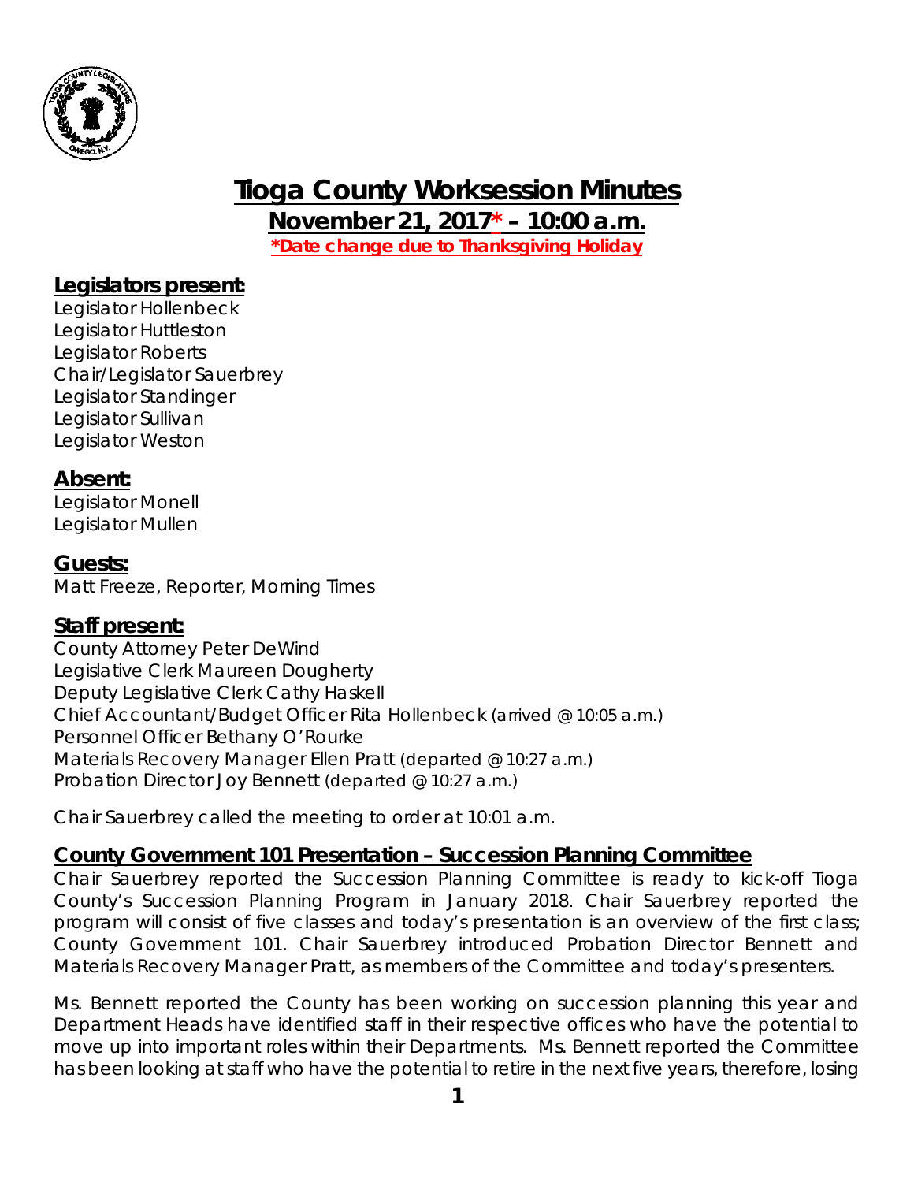# Tioga County Worksession Minutes

## November 21, 2017* – 10:00 a.m.

***Date change due to Thanksgiving Holiday**

### Legislators present:

Legislator Hollenbeck
Legislator Huttleston
Legislator Roberts
Chair/Legislator Sauerbrey
Legislator Standinger
Legislator Sullivan
Legislator Weston

### Absent:

Legislator Monell
Legislator Mullen

### Guests:

Matt Freeze, Reporter, Morning Times

### Staff present:

County Attorney Peter DeWind
Legislative Clerk Maureen Dougherty
Deputy Legislative Clerk Cathy Haskell
Chief Accountant/Budget Officer Rita Hollenbeck (arrived @ 10:05 a.m.)
Personnel Officer Bethany O'Rourke
Materials Recovery Manager Ellen Pratt (departed @ 10:27 a.m.)
Probation Director Joy Bennett (departed @ 10:27 a.m.)

Chair Sauerbrey called the meeting to order at 10:01 a.m.

### County Government 101 Presentation – Succession Planning Committee

Chair Sauerbrey reported the Succession Planning Committee is ready to kick-off Tioga County's Succession Planning Program in January 2018. Chair Sauerbrey reported the program will consist of five classes and today's presentation is an overview of the first class; County Government 101. Chair Sauerbrey introduced Probation Director Bennett and Materials Recovery Manager Pratt, as members of the Committee and today's presenters.

Ms. Bennett reported the County has been working on succession planning this year and Department Heads have identified staff in their respective offices who have the potential to move up into important roles within their Departments. Ms. Bennett reported the Committee has been looking at staff who have the potential to retire in the next five years, therefore, losing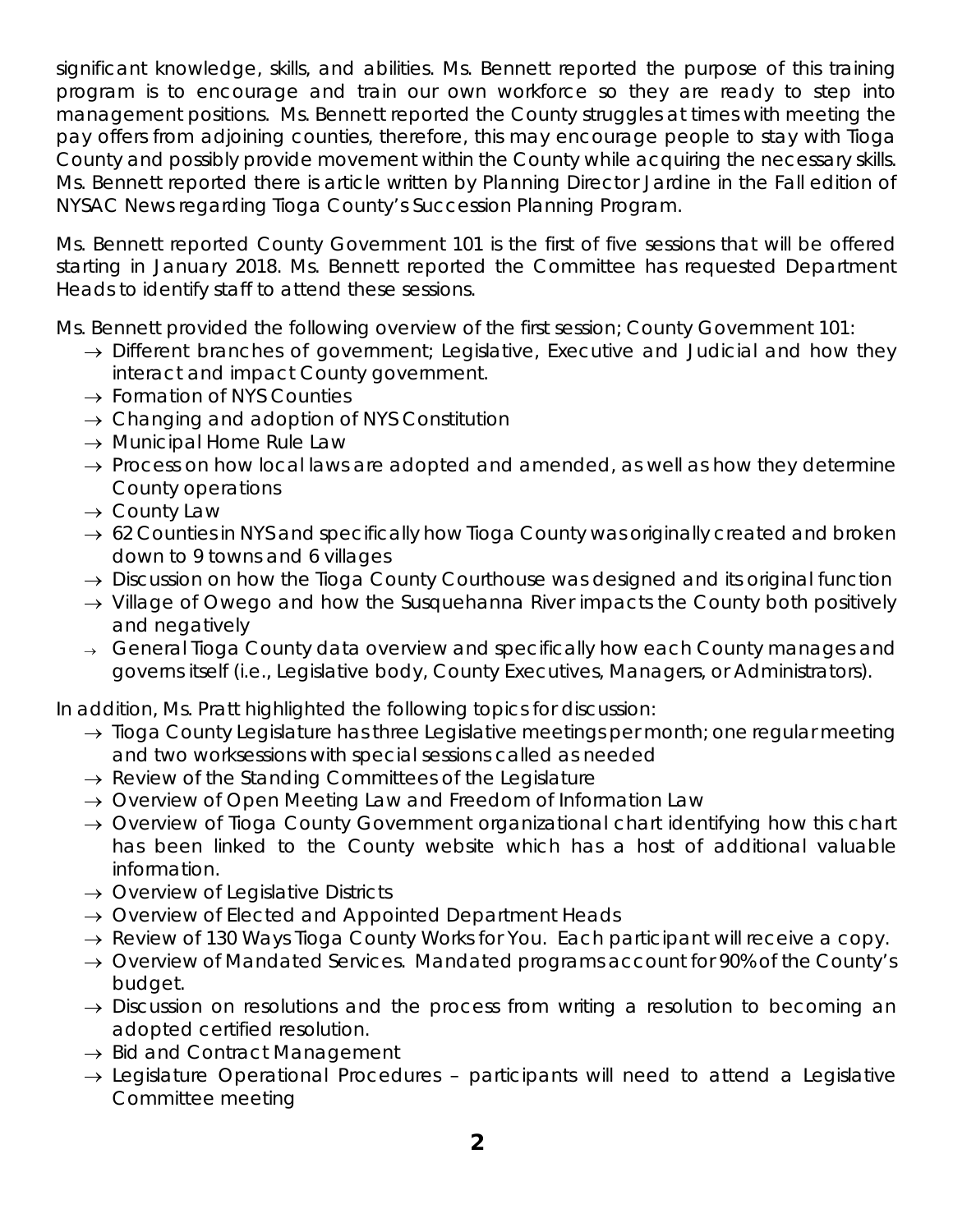significant knowledge, skills, and abilities. Ms. Bennett reported the purpose of this training program is to encourage and train our own workforce so they are ready to step into management positions. Ms. Bennett reported the County struggles at times with meeting the pay offers from adjoining counties, therefore, this may encourage people to stay with Tioga County and possibly provide movement within the County while acquiring the necessary skills. Ms. Bennett reported there is article written by Planning Director Jardine in the Fall edition of NYSAC News regarding Tioga County's Succession Planning Program.

Ms. Bennett reported County Government 101 is the first of five sessions that will be offered starting in January 2018. Ms. Bennett reported the Committee has requested Department Heads to identify staff to attend these sessions.

Ms. Bennett provided the following overview of the first session; County Government 101:

- → Different branches of government; Legislative, Executive and Judicial and how they interact and impact County government.
- → Formation of NYS Counties
- → Changing and adoption of NYS Constitution
- → Municipal Home Rule Law
- → Process on how local laws are adopted and amended, as well as how they determine County operations
- → County Law
- → 62 Counties in NYS and specifically how Tioga County was originally created and broken down to 9 towns and 6 villages
- → Discussion on how the Tioga County Courthouse was designed and its original function
- → Village of Owego and how the Susquehanna River impacts the County both positively and negatively
- → General Tioga County data overview and specifically how each County manages and governs itself (i.e., Legislative body, County Executives, Managers, or Administrators).

In addition, Ms. Pratt highlighted the following topics for discussion:

- → Tioga County Legislature has three Legislative meetings per month; one regular meeting and two worksessions with special sessions called as needed
- → Review of the Standing Committees of the Legislature
- → Overview of Open Meeting Law and Freedom of Information Law
- → Overview of Tioga County Government organizational chart identifying how this chart has been linked to the County website which has a host of additional valuable information.
- → Overview of Legislative Districts
- → Overview of Elected and Appointed Department Heads
- → Review of 130 Ways Tioga County Works for You. Each participant will receive a copy.
- → Overview of Mandated Services. Mandated programs account for 90% of the County's budget.
- → Discussion on resolutions and the process from writing a resolution to becoming an adopted certified resolution.
- → Bid and Contract Management
- → Legislature Operational Procedures – participants will need to attend a Legislative Committee meeting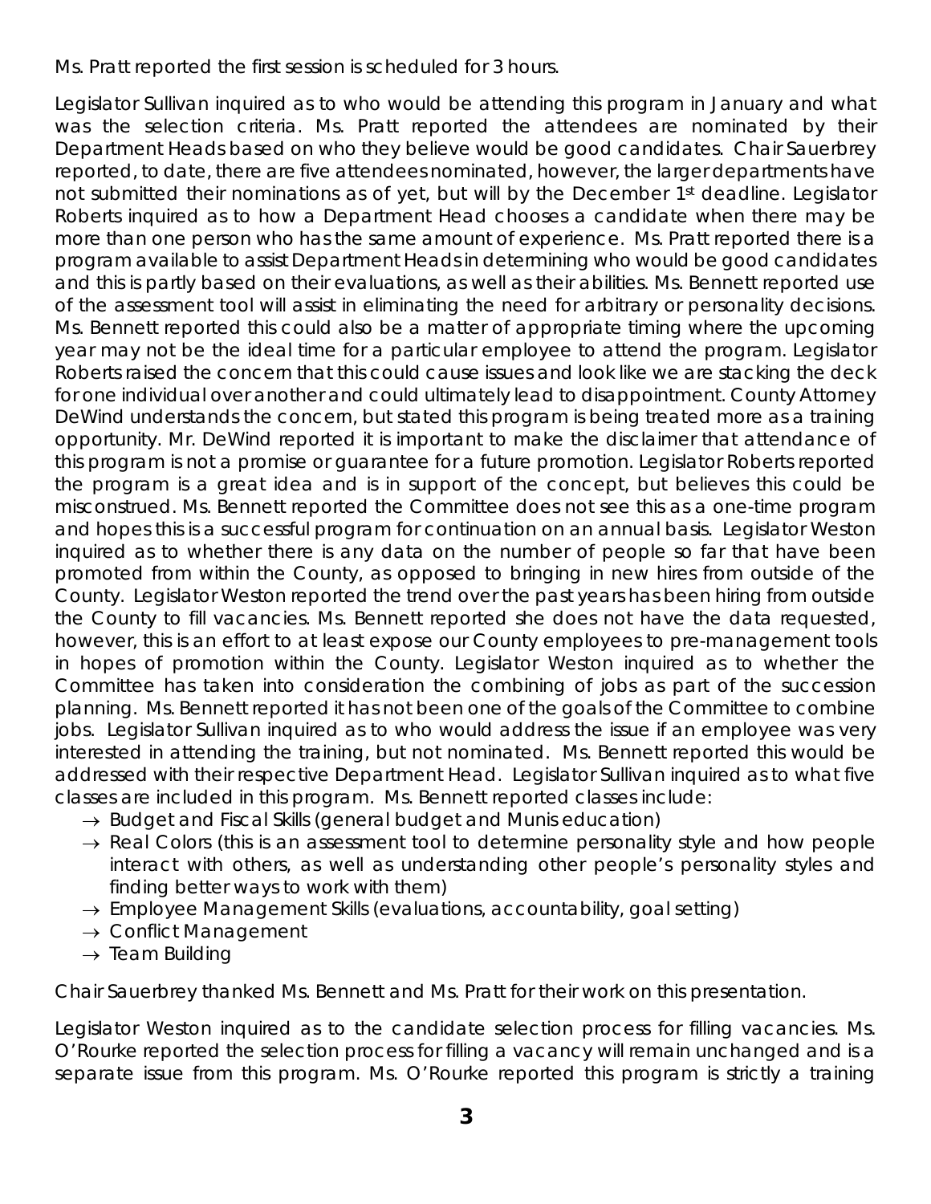Ms. Pratt reported the first session is scheduled for 3 hours.

Legislator Sullivan inquired as to who would be attending this program in January and what was the selection criteria. Ms. Pratt reported the attendees are nominated by their Department Heads based on who they believe would be good candidates. Chair Sauerbrey reported, to date, there are five attendees nominated, however, the larger departments have not submitted their nominations as of yet, but will by the December 1st deadline. Legislator Roberts inquired as to how a Department Head chooses a candidate when there may be more than one person who has the same amount of experience. Ms. Pratt reported there is a program available to assist Department Heads in determining who would be good candidates and this is partly based on their evaluations, as well as their abilities. Ms. Bennett reported use of the assessment tool will assist in eliminating the need for arbitrary or personality decisions. Ms. Bennett reported this could also be a matter of appropriate timing where the upcoming year may not be the ideal time for a particular employee to attend the program. Legislator Roberts raised the concern that this could cause issues and look like we are stacking the deck for one individual over another and could ultimately lead to disappointment. County Attorney DeWind understands the concern, but stated this program is being treated more as a training opportunity. Mr. DeWind reported it is important to make the disclaimer that attendance of this program is not a promise or guarantee for a future promotion. Legislator Roberts reported the program is a great idea and is in support of the concept, but believes this could be misconstrued. Ms. Bennett reported the Committee does not see this as a one-time program and hopes this is a successful program for continuation on an annual basis. Legislator Weston inquired as to whether there is any data on the number of people so far that have been promoted from within the County, as opposed to bringing in new hires from outside of the County. Legislator Weston reported the trend over the past years has been hiring from outside the County to fill vacancies. Ms. Bennett reported she does not have the data requested, however, this is an effort to at least expose our County employees to pre-management tools in hopes of promotion within the County. Legislator Weston inquired as to whether the Committee has taken into consideration the combining of jobs as part of the succession planning. Ms. Bennett reported it has not been one of the goals of the Committee to combine jobs. Legislator Sullivan inquired as to who would address the issue if an employee was very interested in attending the training, but not nominated. Ms. Bennett reported this would be addressed with their respective Department Head. Legislator Sullivan inquired as to what five classes are included in this program. Ms. Bennett reported classes include:

- → Budget and Fiscal Skills (general budget and Munis education)
- → Real Colors (this is an assessment tool to determine personality style and how people interact with others, as well as understanding other people's personality styles and finding better ways to work with them)
- → Employee Management Skills (evaluations, accountability, goal setting)
- → Conflict Management
- → Team Building

Chair Sauerbrey thanked Ms. Bennett and Ms. Pratt for their work on this presentation.

Legislator Weston inquired as to the candidate selection process for filling vacancies. Ms. O'Rourke reported the selection process for filling a vacancy will remain unchanged and is a separate issue from this program. Ms. O'Rourke reported this program is strictly a training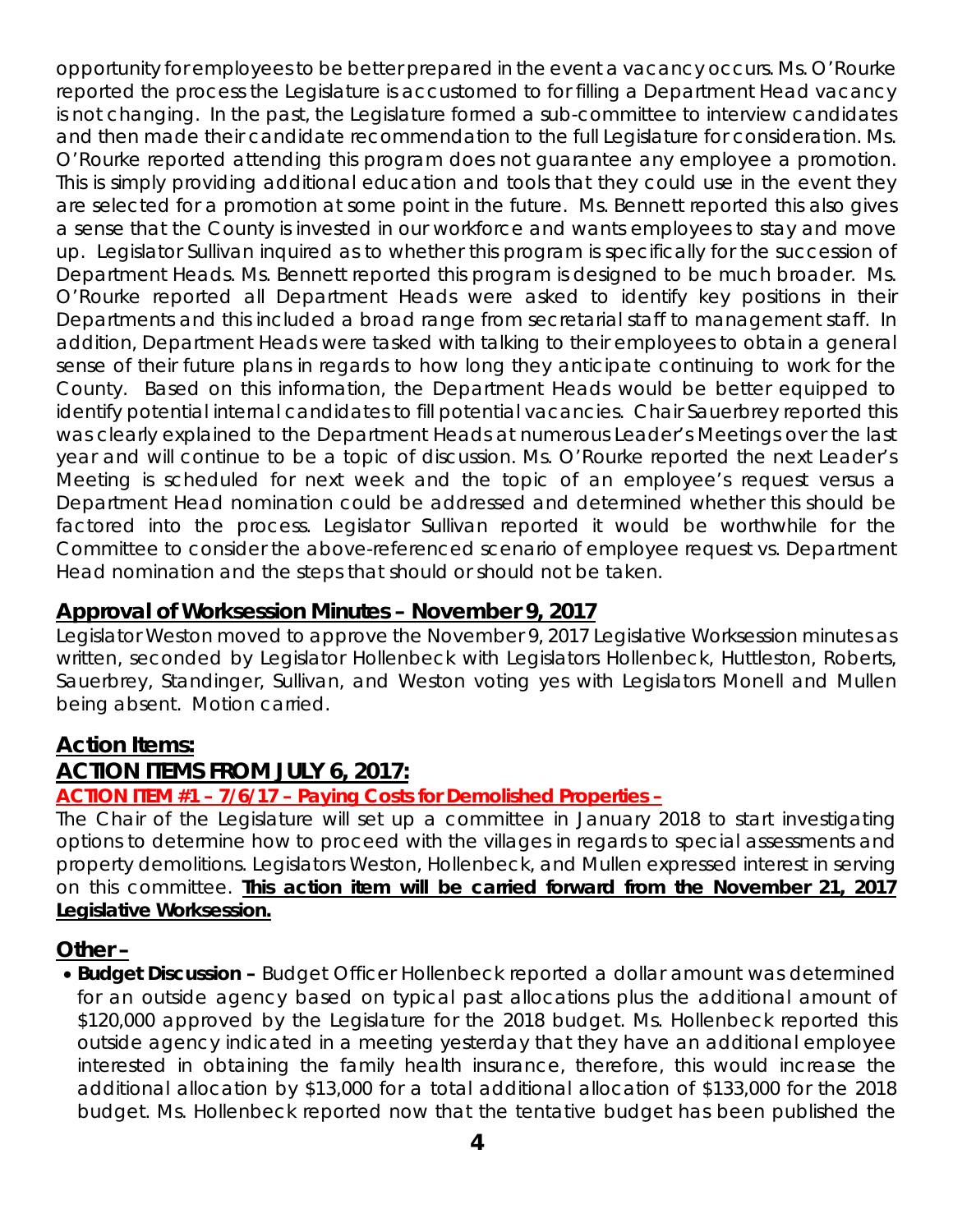opportunity for employees to be better prepared in the event a vacancy occurs. Ms. O'Rourke reported the process the Legislature is accustomed to for filling a Department Head vacancy is not changing. In the past, the Legislature formed a sub-committee to interview candidates and then made their candidate recommendation to the full Legislature for consideration. Ms. O'Rourke reported attending this program does not guarantee any employee a promotion. This is simply providing additional education and tools that they could use in the event they are selected for a promotion at some point in the future. Ms. Bennett reported this also gives a sense that the County is invested in our workforce and wants employees to stay and move up. Legislator Sullivan inquired as to whether this program is specifically for the succession of Department Heads. Ms. Bennett reported this program is designed to be much broader. Ms. O'Rourke reported all Department Heads were asked to identify key positions in their Departments and this included a broad range from secretarial staff to management staff. In addition, Department Heads were tasked with talking to their employees to obtain a general sense of their future plans in regards to how long they anticipate continuing to work for the County. Based on this information, the Department Heads would be better equipped to identify potential internal candidates to fill potential vacancies. Chair Sauerbrey reported this was clearly explained to the Department Heads at numerous Leader's Meetings over the last year and will continue to be a topic of discussion. Ms. O'Rourke reported the next Leader's Meeting is scheduled for next week and the topic of an employee's request versus a Department Head nomination could be addressed and determined whether this should be factored into the process. Legislator Sullivan reported it would be worthwhile for the Committee to consider the above-referenced scenario of employee request vs. Department Head nomination and the steps that should or should not be taken.

## Approval of Worksession Minutes – November 9, 2017

Legislator Weston moved to approve the November 9, 2017 Legislative Worksession minutes as written, seconded by Legislator Hollenbeck with Legislators Hollenbeck, Huttleston, Roberts, Sauerbrey, Standinger, Sullivan, and Weston voting yes with Legislators Monell and Mullen being absent. Motion carried.

## Action Items:

## ACTION ITEMS FROM JULY 6, 2017:

**ACTION ITEM #1 – 7/6/17 – Paying Costs for Demolished Properties –**

The Chair of the Legislature will set up a committee in January 2018 to start investigating options to determine how to proceed with the villages in regards to special assessments and property demolitions. Legislators Weston, Hollenbeck, and Mullen expressed interest in serving on this committee. **This action item will be carried forward from the November 21, 2017 Legislative Worksession.**

## Other –

- **Budget Discussion –** Budget Officer Hollenbeck reported a dollar amount was determined for an outside agency based on typical past allocations plus the additional amount of $120,000 approved by the Legislature for the 2018 budget. Ms. Hollenbeck reported this outside agency indicated in a meeting yesterday that they have an additional employee interested in obtaining the family health insurance, therefore, this would increase the additional allocation by $13,000 for a total additional allocation of $133,000 for the 2018 budget. Ms. Hollenbeck reported now that the tentative budget has been published the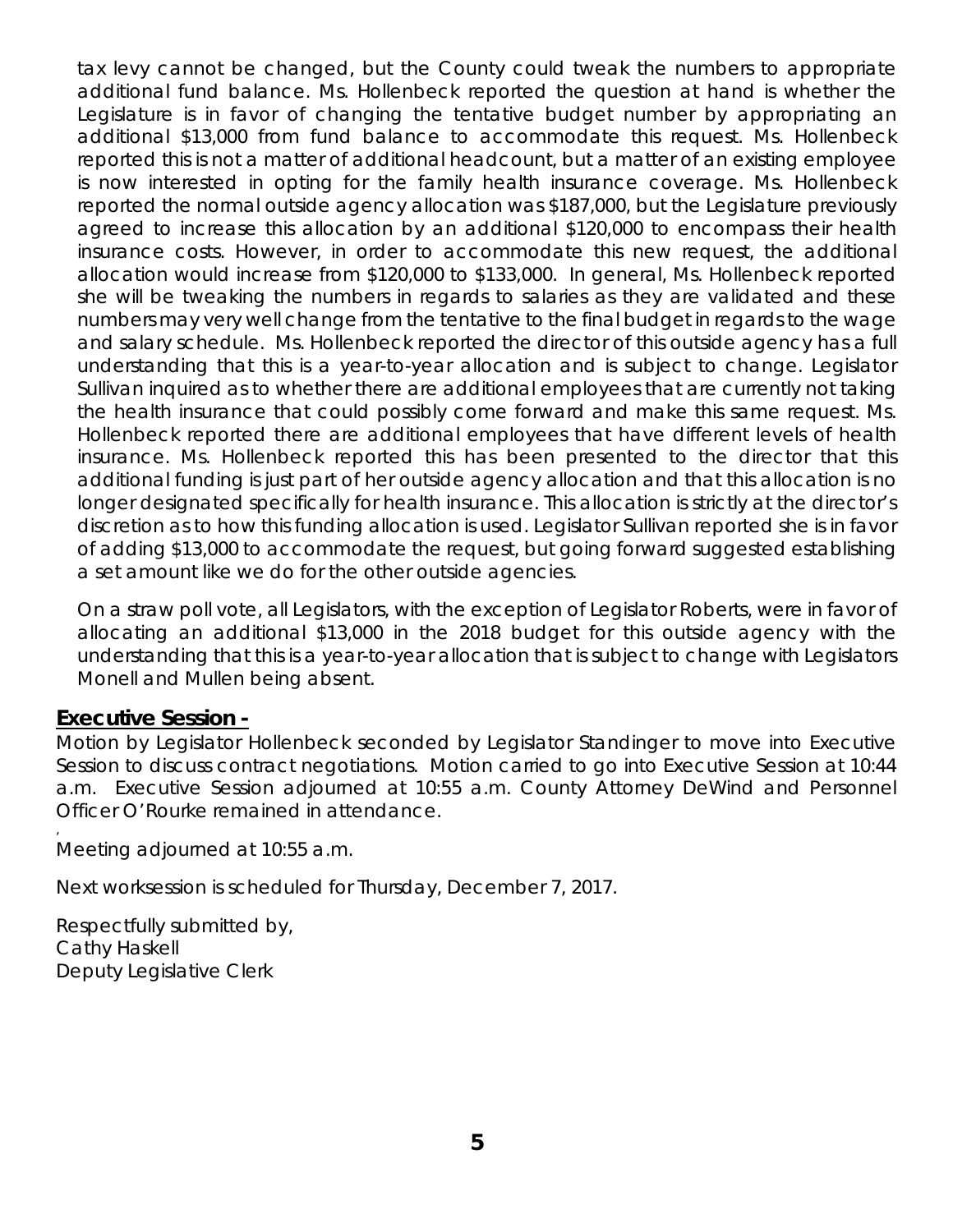tax levy cannot be changed, but the County could tweak the numbers to appropriate additional fund balance. Ms. Hollenbeck reported the question at hand is whether the Legislature is in favor of changing the tentative budget number by appropriating an additional $13,000 from fund balance to accommodate this request. Ms. Hollenbeck reported this is not a matter of additional headcount, but a matter of an existing employee is now interested in opting for the family health insurance coverage. Ms. Hollenbeck reported the normal outside agency allocation was $187,000, but the Legislature previously agreed to increase this allocation by an additional $120,000 to encompass their health insurance costs. However, in order to accommodate this new request, the additional allocation would increase from $120,000 to $133,000. In general, Ms. Hollenbeck reported she will be tweaking the numbers in regards to salaries as they are validated and these numbers may very well change from the tentative to the final budget in regards to the wage and salary schedule. Ms. Hollenbeck reported the director of this outside agency has a full understanding that this is a year-to-year allocation and is subject to change. Legislator Sullivan inquired as to whether there are additional employees that are currently not taking the health insurance that could possibly come forward and make this same request. Ms. Hollenbeck reported there are additional employees that have different levels of health insurance. Ms. Hollenbeck reported this has been presented to the director that this additional funding is just part of her outside agency allocation and that this allocation is no longer designated specifically for health insurance. This allocation is strictly at the director's discretion as to how this funding allocation is used. Legislator Sullivan reported she is in favor of adding $13,000 to accommodate the request, but going forward suggested establishing a set amount like we do for the other outside agencies.

On a straw poll vote, all Legislators, with the exception of Legislator Roberts, were in favor of allocating an additional $13,000 in the 2018 budget for this outside agency with the understanding that this is a year-to-year allocation that is subject to change with Legislators Monell and Mullen being absent.

## Executive Session -

Motion by Legislator Hollenbeck seconded by Legislator Standinger to move into Executive Session to discuss contract negotiations. Motion carried to go into Executive Session at 10:44 a.m. Executive Session adjourned at 10:55 a.m. County Attorney DeWind and Personnel Officer O'Rourke remained in attendance.

Meeting adjourned at 10:55 a.m.

Next worksession is scheduled for Thursday, December 7, 2017.

Respectfully submitted by,
Cathy Haskell
Deputy Legislative Clerk